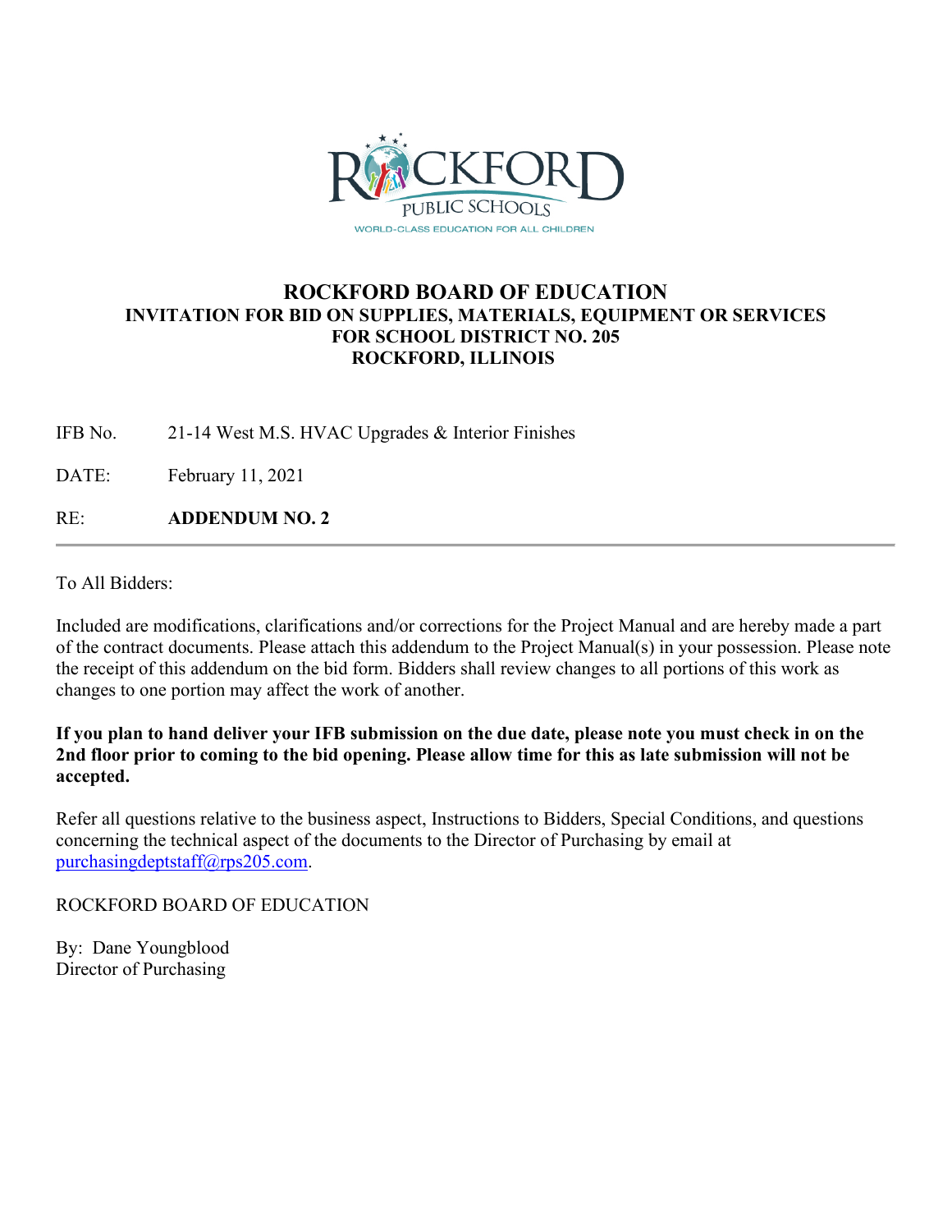# ROCKFORD BOARD OF EDUCATION

## INVITATION FOR BID ON SUPPLIES, MATERIALS, EQUIPMENT OR SERVICES FOR SCHOOL DISTRICT NO. 205 ROCKFORD, ILLINOIS

IFB No. 21-14 West M.S. HVAC Upgrades & Interior Finishes

DATE: February 11, 2021

RE: **ADDENDUM NO. 2**

---

To All Bidders:

Included are modifications, clarifications and/or corrections for the Project Manual and are hereby made a part of the contract documents. Please attach this addendum to the Project Manual(s) in your possession. Please note the receipt of this addendum on the bid form. Bidders shall review changes to all portions of this work as changes to one portion may affect the work of another.

**If you plan to hand deliver your IFB submission on the due date, please note you must check in on the 2nd floor prior to coming to the bid opening. Please allow time for this as late submission will not be accepted.**

Refer all questions relative to the business aspect, Instructions to Bidders, Special Conditions, and questions concerning the technical aspect of the documents to the Director of Purchasing by email at purchasingdeptstaff@rps205.com.

ROCKFORD BOARD OF EDUCATION

By: Dane Youngblood
Director of Purchasing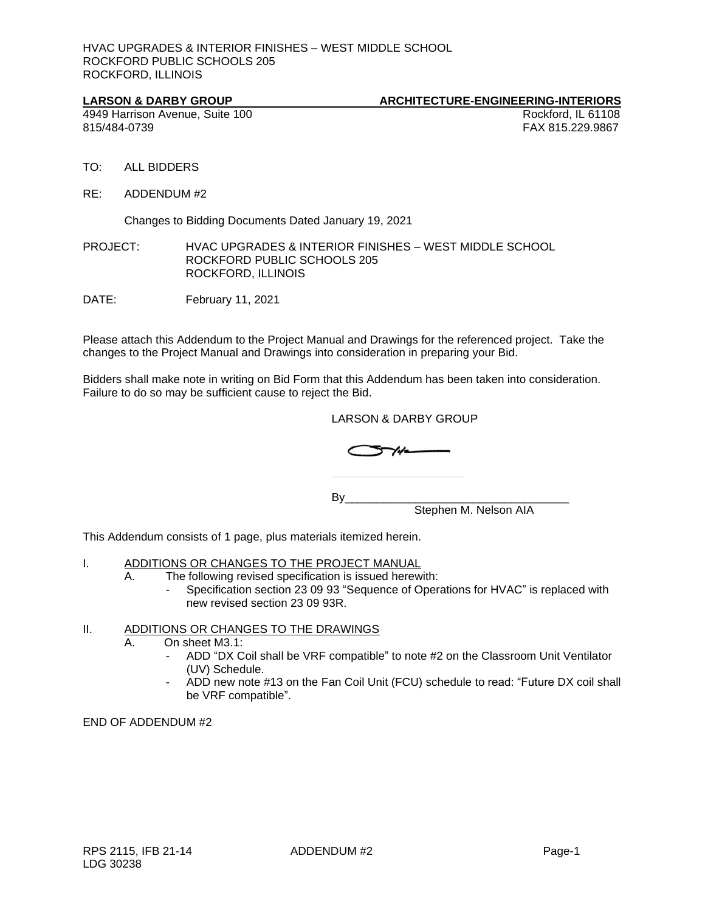HVAC UPGRADES & INTERIOR FINISHES – WEST MIDDLE SCHOOL
ROCKFORD PUBLIC SCHOOLS 205
ROCKFORD, ILLINOIS

**LARSON & DARBY GROUP** **ARCHITECTURE-ENGINEERING-INTERIORS**
4949 Harrison Avenue, Suite 100 Rockford, IL 61108
815/484-0739 FAX 815.229.9867

TO: ALL BIDDERS

RE: ADDENDUM #2

Changes to Bidding Documents Dated January 19, 2021

PROJECT: HVAC UPGRADES & INTERIOR FINISHES – WEST MIDDLE SCHOOL
ROCKFORD PUBLIC SCHOOLS 205
ROCKFORD, ILLINOIS

DATE: February 11, 2021

Please attach this Addendum to the Project Manual and Drawings for the referenced project. Take the changes to the Project Manual and Drawings into consideration in preparing your Bid.

Bidders shall make note in writing on Bid Form that this Addendum has been taken into consideration. Failure to do so may be sufficient cause to reject the Bid.

LARSON & DARBY GROUP

By____________________________________
Stephen M. Nelson AIA

This Addendum consists of 1 page, plus materials itemized herein.

I. ADDITIONS OR CHANGES TO THE PROJECT MANUAL
   A. The following revised specification is issued herewith:
      - Specification section 23 09 93 "Sequence of Operations for HVAC" is replaced with new revised section 23 09 93R.

II. ADDITIONS OR CHANGES TO THE DRAWINGS
   A. On sheet M3.1:
      - ADD "DX Coil shall be VRF compatible" to note #2 on the Classroom Unit Ventilator (UV) Schedule.
      - ADD new note #13 on the Fan Coil Unit (FCU) schedule to read: "Future DX coil shall be VRF compatible".

END OF ADDENDUM #2

RPS 2115, IFB 21-14 ADDENDUM #2
LDG 30238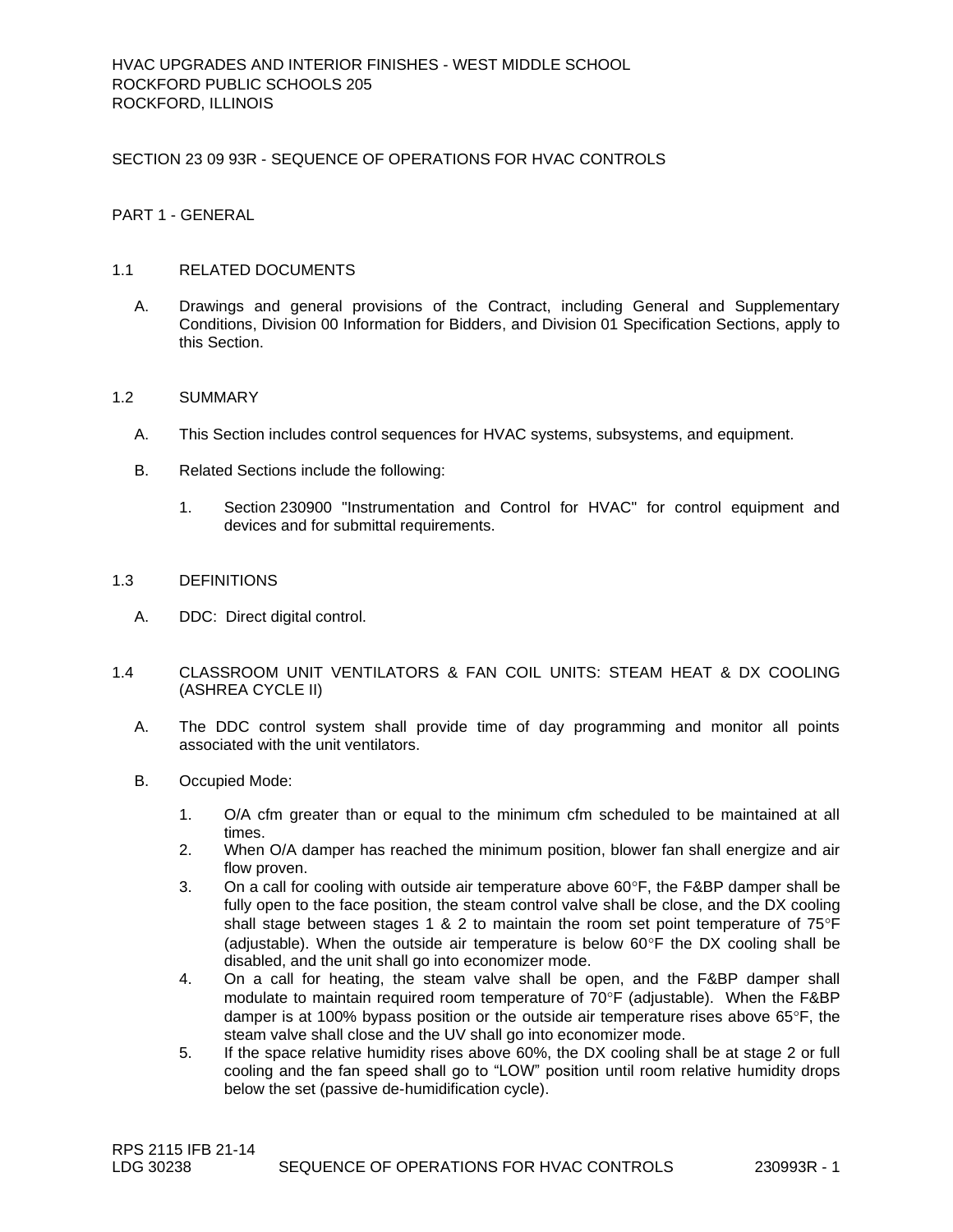HVAC UPGRADES AND INTERIOR FINISHES - WEST MIDDLE SCHOOL
ROCKFORD PUBLIC SCHOOLS 205
ROCKFORD, ILLINOIS

# SECTION 23 09 93R - SEQUENCE OF OPERATIONS FOR HVAC CONTROLS

## PART 1 - GENERAL

### 1.1 RELATED DOCUMENTS

A. Drawings and general provisions of the Contract, including General and Supplementary Conditions, Division 00 Information for Bidders, and Division 01 Specification Sections, apply to this Section.

### 1.2 SUMMARY

A. This Section includes control sequences for HVAC systems, subsystems, and equipment.

B. Related Sections include the following:

1. Section 230900 "Instrumentation and Control for HVAC" for control equipment and devices and for submittal requirements.

### 1.3 DEFINITIONS

A. DDC: Direct digital control.

### 1.4 CLASSROOM UNIT VENTILATORS & FAN COIL UNITS: STEAM HEAT & DX COOLING (ASHREA CYCLE II)

A. The DDC control system shall provide time of day programming and monitor all points associated with the unit ventilators.

B. Occupied Mode:

1. O/A cfm greater than or equal to the minimum cfm scheduled to be maintained at all times.
2. When O/A damper has reached the minimum position, blower fan shall energize and air flow proven.
3. On a call for cooling with outside air temperature above 60°F, the F&BP damper shall be fully open to the face position, the steam control valve shall be close, and the DX cooling shall stage between stages 1 & 2 to maintain the room set point temperature of 75°F (adjustable). When the outside air temperature is below 60°F the DX cooling shall be disabled, and the unit shall go into economizer mode.
4. On a call for heating, the steam valve shall be open, and the F&BP damper shall modulate to maintain required room temperature of 70°F (adjustable). When the F&BP damper is at 100% bypass position or the outside air temperature rises above 65°F, the steam valve shall close and the UV shall go into economizer mode.
5. If the space relative humidity rises above 60%, the DX cooling shall be at stage 2 or full cooling and the fan speed shall go to "LOW" position until room relative humidity drops below the set (passive de-humidification cycle).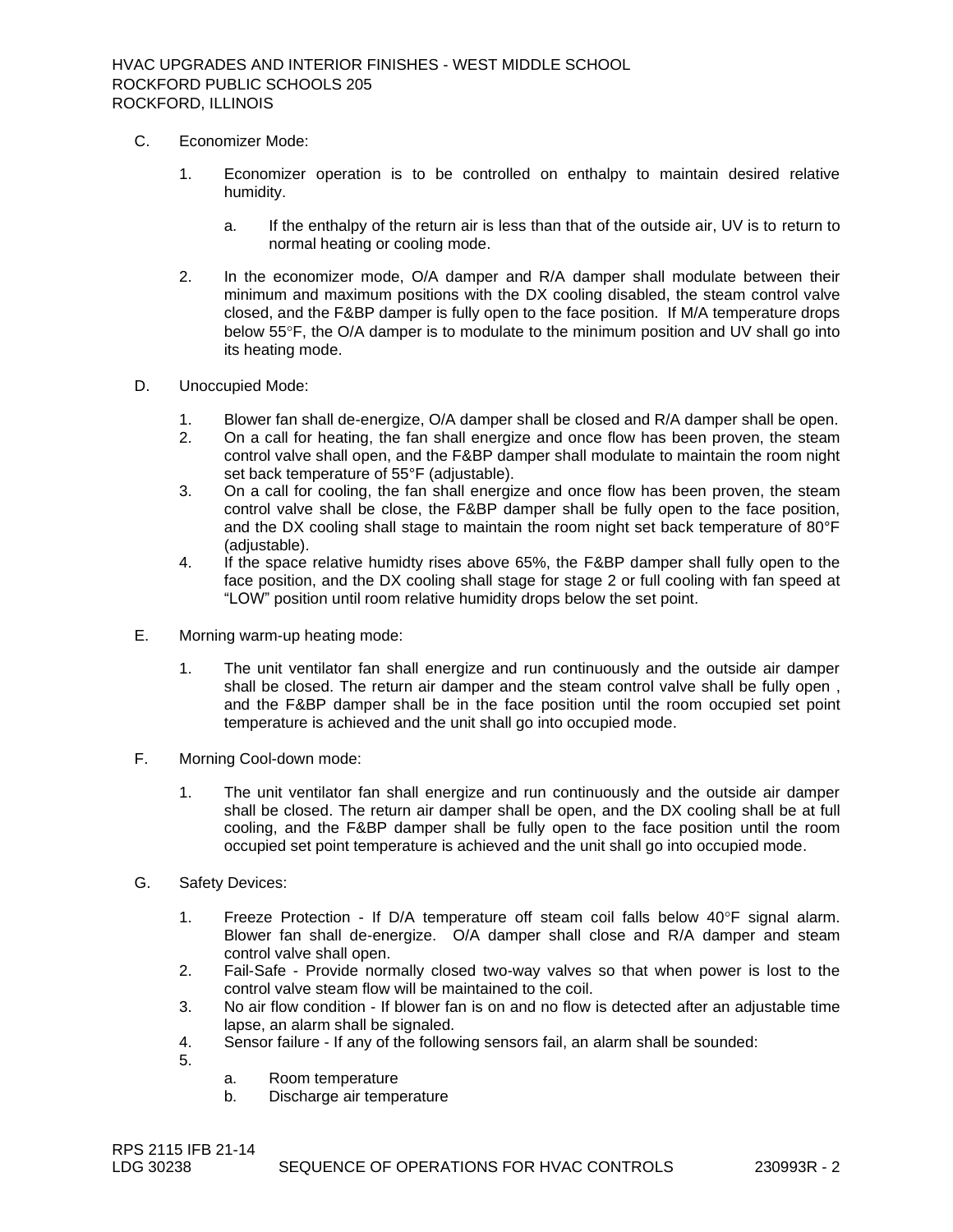C. Economizer Mode:

1. Economizer operation is to be controlled on enthalpy to maintain desired relative humidity.

   a. If the enthalpy of the return air is less than that of the outside air, UV is to return to normal heating or cooling mode.

2. In the economizer mode, O/A damper and R/A damper shall modulate between their minimum and maximum positions with the DX cooling disabled, the steam control valve closed, and the F&BP damper is fully open to the face position. If M/A temperature drops below 55°F, the O/A damper is to modulate to the minimum position and UV shall go into its heating mode.

D. Unoccupied Mode:

1. Blower fan shall de-energize, O/A damper shall be closed and R/A damper shall be open.
2. On a call for heating, the fan shall energize and once flow has been proven, the steam control valve shall open, and the F&BP damper shall modulate to maintain the room night set back temperature of 55°F (adjustable).
3. On a call for cooling, the fan shall energize and once flow has been proven, the steam control valve shall be close, the F&BP damper shall be fully open to the face position, and the DX cooling shall stage to maintain the room night set back temperature of 80°F (adjustable).
4. If the space relative humidty rises above 65%, the F&BP damper shall fully open to the face position, and the DX cooling shall stage for stage 2 or full cooling with fan speed at "LOW" position until room relative humidity drops below the set point.

E. Morning warm-up heating mode:

1. The unit ventilator fan shall energize and run continuously and the outside air damper shall be closed. The return air damper and the steam control valve shall be fully open , and the F&BP damper shall be in the face position until the room occupied set point temperature is achieved and the unit shall go into occupied mode.

F. Morning Cool-down mode:

1. The unit ventilator fan shall energize and run continuously and the outside air damper shall be closed. The return air damper shall be open, and the DX cooling shall be at full cooling, and the F&BP damper shall be fully open to the face position until the room occupied set point temperature is achieved and the unit shall go into occupied mode.

G. Safety Devices:

1. Freeze Protection - If D/A temperature off steam coil falls below 40°F signal alarm. Blower fan shall de-energize. O/A damper shall close and R/A damper and steam control valve shall open.
2. Fail-Safe - Provide normally closed two-way valves so that when power is lost to the control valve steam flow will be maintained to the coil.
3. No air flow condition - If blower fan is on and no flow is detected after an adjustable time lapse, an alarm shall be signaled.
4. Sensor failure - If any of the following sensors fail, an alarm shall be sounded:
5. 
   a. Room temperature
   b. Discharge air temperature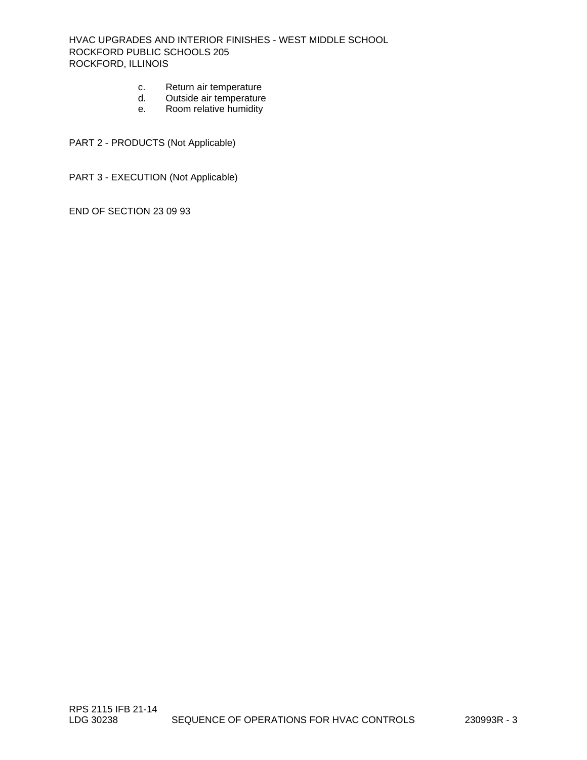c. Return air temperature
d. Outside air temperature
e. Room relative humidity

PART 2 - PRODUCTS (Not Applicable)

PART 3 - EXECUTION (Not Applicable)

END OF SECTION 23 09 93